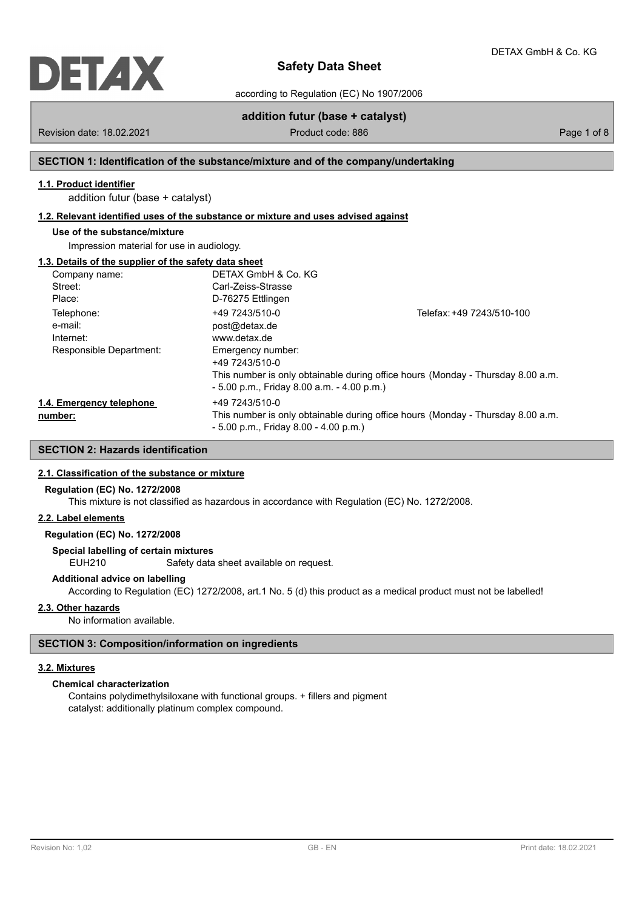# Safety Data Sheet

according to Regulation (EC) No 1907/2006

**addition futur (base + catalyst)**

Revision date: 18.02.2021 | Product code: 886

## SECTION 1: Identification of the substance/mixture and of the company/undertaking

### 1.1. Product identifier

addition futur (base + catalyst)

### 1.2. Relevant identified uses of the substance or mixture and uses advised against

**Use of the substance/mixture**

Impression material for use in audiology.

### 1.3. Details of the supplier of the safety data sheet

| | | |
|---|---|---|
| Company name: | DETAX GmbH & Co. KG | |
| Street: | Carl-Zeiss-Strasse | |
| Place: | D-76275 Ettlingen | |
| Telephone: | +49 7243/510-0 | Telefax: +49 7243/510-100 |
| e-mail: | post@detax.de | |
| Internet: | www.detax.de | |
| Responsible Department: | Emergency number:<br>+49 7243/510-0<br>This number is only obtainable during office hours (Monday - Thursday 8.00 a.m. - 5.00 p.m., Friday 8.00 a.m. - 4.00 p.m.) | |

### 1.4. Emergency telephone number:

+49 7243/510-0
This number is only obtainable during office hours (Monday - Thursday 8.00 a.m. - 5.00 p.m., Friday 8.00 - 4.00 p.m.)

## SECTION 2: Hazards identification

### 2.1. Classification of the substance or mixture

**Regulation (EC) No. 1272/2008**

This mixture is not classified as hazardous in accordance with Regulation (EC) No. 1272/2008.

### 2.2. Label elements

**Regulation (EC) No. 1272/2008**

**Special labelling of certain mixtures**

EUH210 Safety data sheet available on request.

**Additional advice on labelling**

According to Regulation (EC) 1272/2008, art.1 No. 5 (d) this product as a medical product must not be labelled!

### 2.3. Other hazards

No information available.

## SECTION 3: Composition/information on ingredients

### 3.2. Mixtures

**Chemical characterization**

Contains polydimethylsiloxane with functional groups. + fillers and pigment
catalyst: additionally platinum complex compound.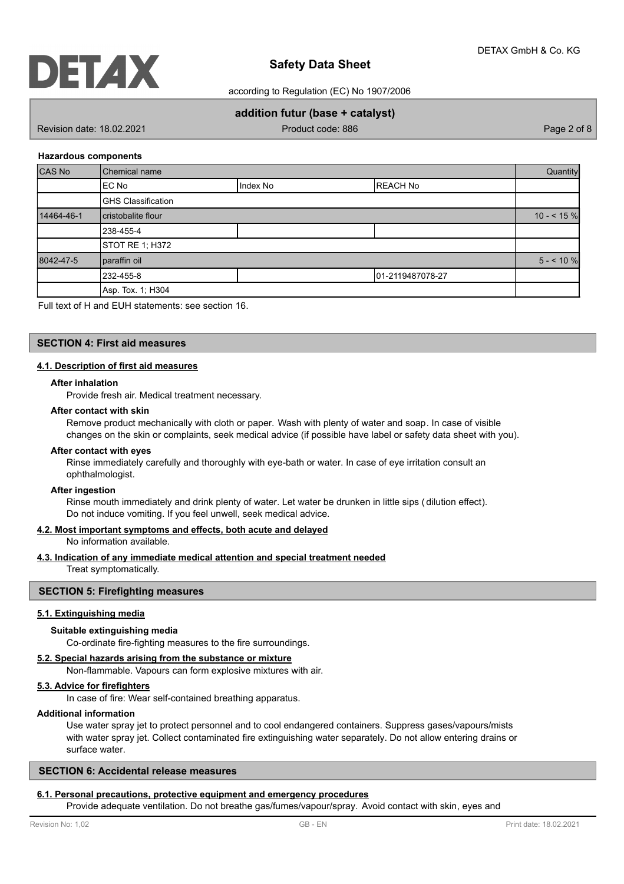#### Hazardous components

| CAS No | Chemical name | | | Quantity |
|---|---|---|---|---|
| | EC No | Index No | REACH No | |
| | GHS Classification | | | |
| 14464-46-1 | cristobalite flour | | | 10 - < 15 % |
| | 238-455-4 | | | |
| | STOT RE 1; H372 | | | |
| 8042-47-5 | paraffin oil | | | 5 - < 10 % |
| | 232-455-8 | | 01-2119487078-27 | |
| | Asp. Tox. 1; H304 | | | |

Full text of H and EUH statements: see section 16.

## SECTION 4: First aid measures

### 4.1. Description of first aid measures

**After inhalation**

Provide fresh air. Medical treatment necessary.

**After contact with skin**

Remove product mechanically with cloth or paper. Wash with plenty of water and soap. In case of visible changes on the skin or complaints, seek medical advice (if possible have label or safety data sheet with you).

**After contact with eyes**

Rinse immediately carefully and thoroughly with eye-bath or water. In case of eye irritation consult an ophthalmologist.

**After ingestion**

Rinse mouth immediately and drink plenty of water. Let water be drunken in little sips (dilution effect). Do not induce vomiting. If you feel unwell, seek medical advice.

### 4.2. Most important symptoms and effects, both acute and delayed

No information available.

### 4.3. Indication of any immediate medical attention and special treatment needed

Treat symptomatically.

## SECTION 5: Firefighting measures

### 5.1. Extinguishing media

**Suitable extinguishing media**

Co-ordinate fire-fighting measures to the fire surroundings.

### 5.2. Special hazards arising from the substance or mixture

Non-flammable. Vapours can form explosive mixtures with air.

### 5.3. Advice for firefighters

In case of fire: Wear self-contained breathing apparatus.

**Additional information**

Use water spray jet to protect personnel and to cool endangered containers. Suppress gases/vapours/mists with water spray jet. Collect contaminated fire extinguishing water separately. Do not allow entering drains or surface water.

## SECTION 6: Accidental release measures

### 6.1. Personal precautions, protective equipment and emergency procedures

Provide adequate ventilation. Do not breathe gas/fumes/vapour/spray. Avoid contact with skin, eyes and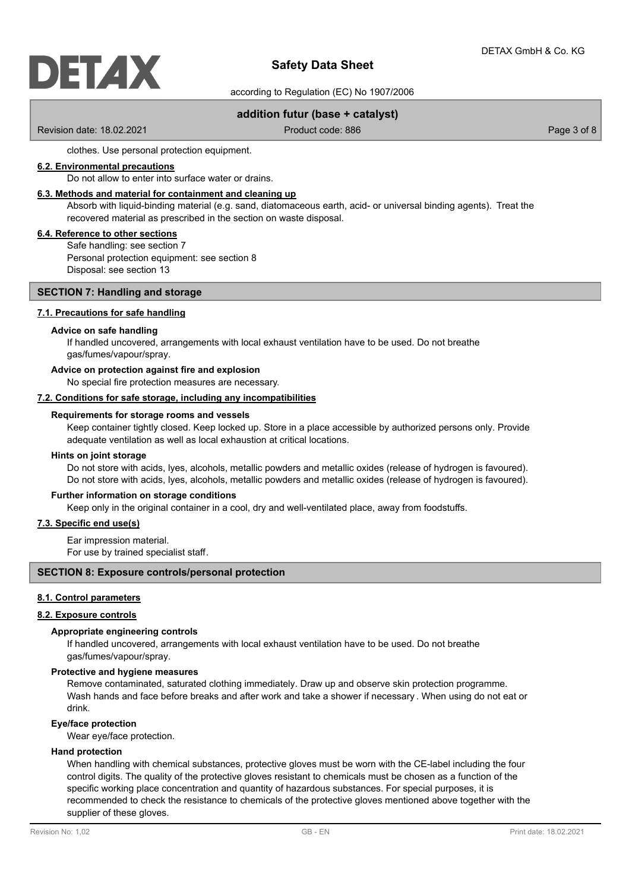clothes. Use personal protection equipment.

### 6.2. Environmental precautions

Do not allow to enter into surface water or drains.

### 6.3. Methods and material for containment and cleaning up

Absorb with liquid-binding material (e.g. sand, diatomaceous earth, acid- or universal binding agents). Treat the recovered material as prescribed in the section on waste disposal.

### 6.4. Reference to other sections

Safe handling: see section 7
Personal protection equipment: see section 8
Disposal: see section 13

## SECTION 7: Handling and storage

### 7.1. Precautions for safe handling

**Advice on safe handling**

If handled uncovered, arrangements with local exhaust ventilation have to be used. Do not breathe gas/fumes/vapour/spray.

**Advice on protection against fire and explosion**

No special fire protection measures are necessary.

### 7.2. Conditions for safe storage, including any incompatibilities

**Requirements for storage rooms and vessels**

Keep container tightly closed. Keep locked up. Store in a place accessible by authorized persons only. Provide adequate ventilation as well as local exhaustion at critical locations.

**Hints on joint storage**

Do not store with acids, lyes, alcohols, metallic powders and metallic oxides (release of hydrogen is favoured).
Do not store with acids, lyes, alcohols, metallic powders and metallic oxides (release of hydrogen is favoured).

**Further information on storage conditions**

Keep only in the original container in a cool, dry and well-ventilated place, away from foodstuffs.

### 7.3. Specific end use(s)

Ear impression material.
For use by trained specialist staff.

## SECTION 8: Exposure controls/personal protection

### 8.1. Control parameters

### 8.2. Exposure controls

**Appropriate engineering controls**

If handled uncovered, arrangements with local exhaust ventilation have to be used. Do not breathe gas/fumes/vapour/spray.

**Protective and hygiene measures**

Remove contaminated, saturated clothing immediately. Draw up and observe skin protection programme. Wash hands and face before breaks and after work and take a shower if necessary . When using do not eat or drink.

**Eye/face protection**

Wear eye/face protection.

**Hand protection**

When handling with chemical substances, protective gloves must be worn with the CE-label including the four control digits. The quality of the protective gloves resistant to chemicals must be chosen as a function of the specific working place concentration and quantity of hazardous substances. For special purposes, it is recommended to check the resistance to chemicals of the protective gloves mentioned above together with the supplier of these gloves.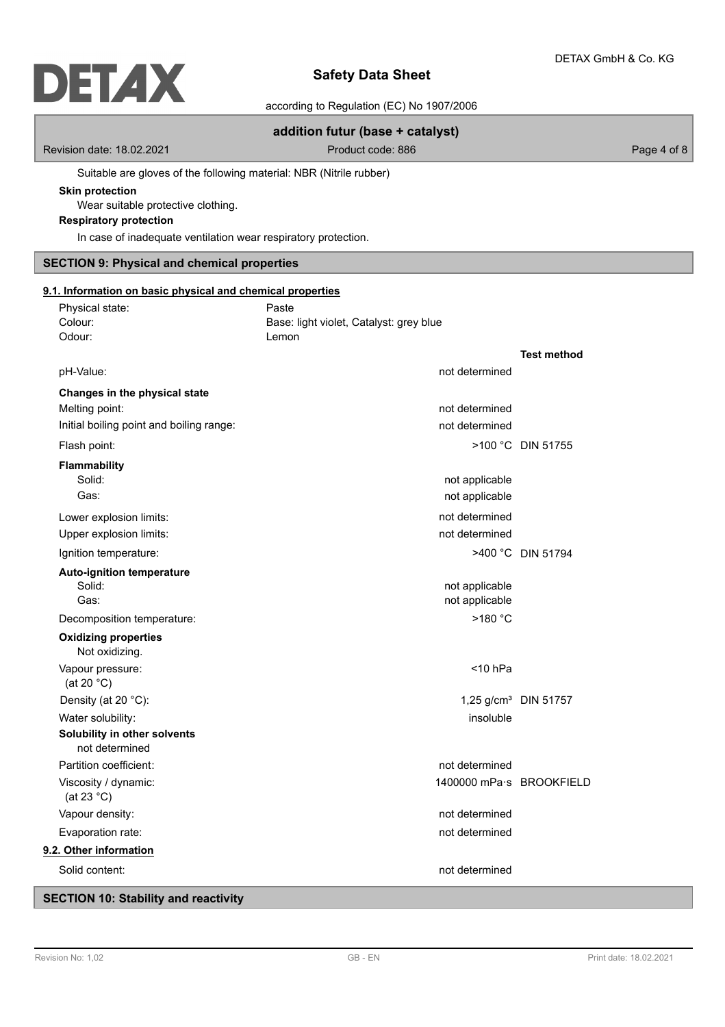Suitable are gloves of the following material: NBR (Nitrile rubber)

**Skin protection**

Wear suitable protective clothing.

**Respiratory protection**

In case of inadequate ventilation wear respiratory protection.

## SECTION 9: Physical and chemical properties

### 9.1. Information on basic physical and chemical properties

| | | |
|---|---|---|
| Physical state: | Paste | |
| Colour: | Base: light violet, Catalyst: grey blue | |
| Odour: | Lemon | |
| | | **Test method** |
| pH-Value: | not determined | |
| **Changes in the physical state** | | |
| Melting point: | not determined | |
| Initial boiling point and boiling range: | not determined | |
| Flash point: | >100 °C | DIN 51755 |
| **Flammability** | | |
| Solid: | not applicable | |
| Gas: | not applicable | |
| Lower explosion limits: | not determined | |
| Upper explosion limits: | not determined | |
| Ignition temperature: | >400 °C | DIN 51794 |
| **Auto-ignition temperature** | | |
| Solid: | not applicable | |
| Gas: | not applicable | |
| Decomposition temperature: | >180 °C | |
| **Oxidizing properties** | | |
| Not oxidizing. | | |
| Vapour pressure: (at 20 °C) | <10 hPa | |
| Density (at 20 °C): | 1,25 g/cm³ | DIN 51757 |
| Water solubility: | insoluble | |
| **Solubility in other solvents** | | |
| not determined | | |
| Partition coefficient: | not determined | |
| Viscosity / dynamic: (at 23 °C) | 1400000 mPa·s | BROOKFIELD |
| Vapour density: | not determined | |
| Evaporation rate: | not determined | |

### 9.2. Other information

| | |
|---|---|
| Solid content: | not determined |

## SECTION 10: Stability and reactivity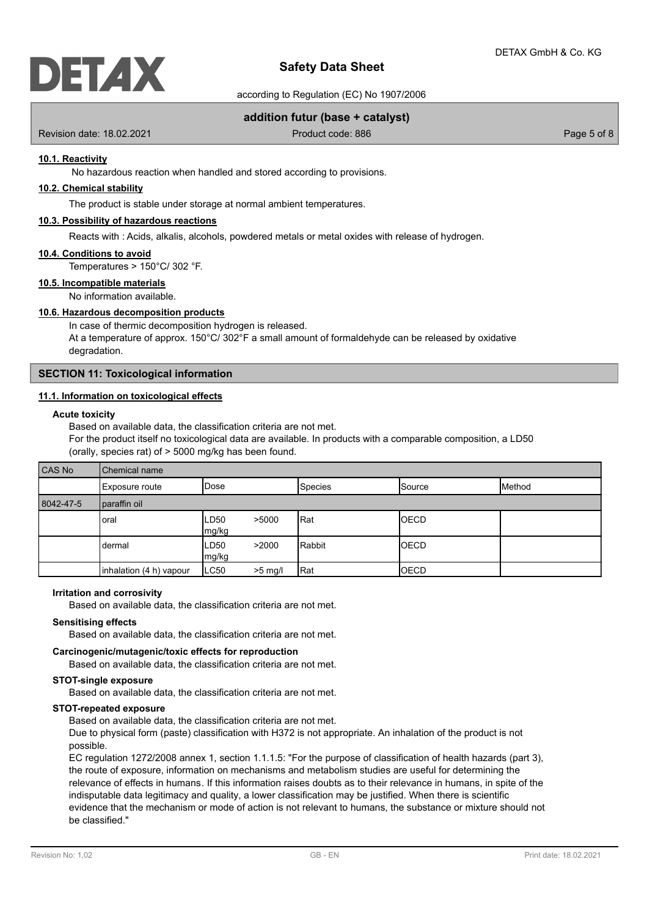### 10.1. Reactivity

No hazardous reaction when handled and stored according to provisions.

### 10.2. Chemical stability

The product is stable under storage at normal ambient temperatures.

### 10.3. Possibility of hazardous reactions

Reacts with : Acids, alkalis, alcohols, powdered metals or metal oxides with release of hydrogen.

### 10.4. Conditions to avoid

Temperatures > 150°C/ 302 °F.

### 10.5. Incompatible materials

No information available.

### 10.6. Hazardous decomposition products

In case of thermic decomposition hydrogen is released.
At a temperature of approx. 150°C/ 302°F a small amount of formaldehyde can be released by oxidative degradation.

## SECTION 11: Toxicological information

### 11.1. Information on toxicological effects

**Acute toxicity**

Based on available data, the classification criteria are not met.
For the product itself no toxicological data are available. In products with a comparable composition, a LD50 (orally, species rat) of > 5000 mg/kg has been found.

| CAS No | Chemical name | | | | |
|---|---|---|---|---|---|
| | Exposure route | Dose | Species | Source | Method |
| 8042-47-5 | paraffin oil | | | | |
| | oral | LD50 >5000 mg/kg | Rat | OECD | |
| | dermal | LD50 >2000 mg/kg | Rabbit | OECD | |
| | inhalation (4 h) vapour | LC50 >5 mg/l | Rat | OECD | |

**Irritation and corrosivity**

Based on available data, the classification criteria are not met.

**Sensitising effects**

Based on available data, the classification criteria are not met.

**Carcinogenic/mutagenic/toxic effects for reproduction**

Based on available data, the classification criteria are not met.

**STOT-single exposure**

Based on available data, the classification criteria are not met.

**STOT-repeated exposure**

Based on available data, the classification criteria are not met.
Due to physical form (paste) classification with H372 is not appropriate. An inhalation of the product is not possible.
EC regulation 1272/2008 annex 1, section 1.1.1.5: "For the purpose of classification of health hazards (part 3), the route of exposure, information on mechanisms and metabolism studies are useful for determining the relevance of effects in humans. If this information raises doubts as to their relevance in humans, in spite of the indisputable data legitimacy and quality, a lower classification may be justified. When there is scientific evidence that the mechanism or mode of action is not relevant to humans, the substance or mixture should not be classified."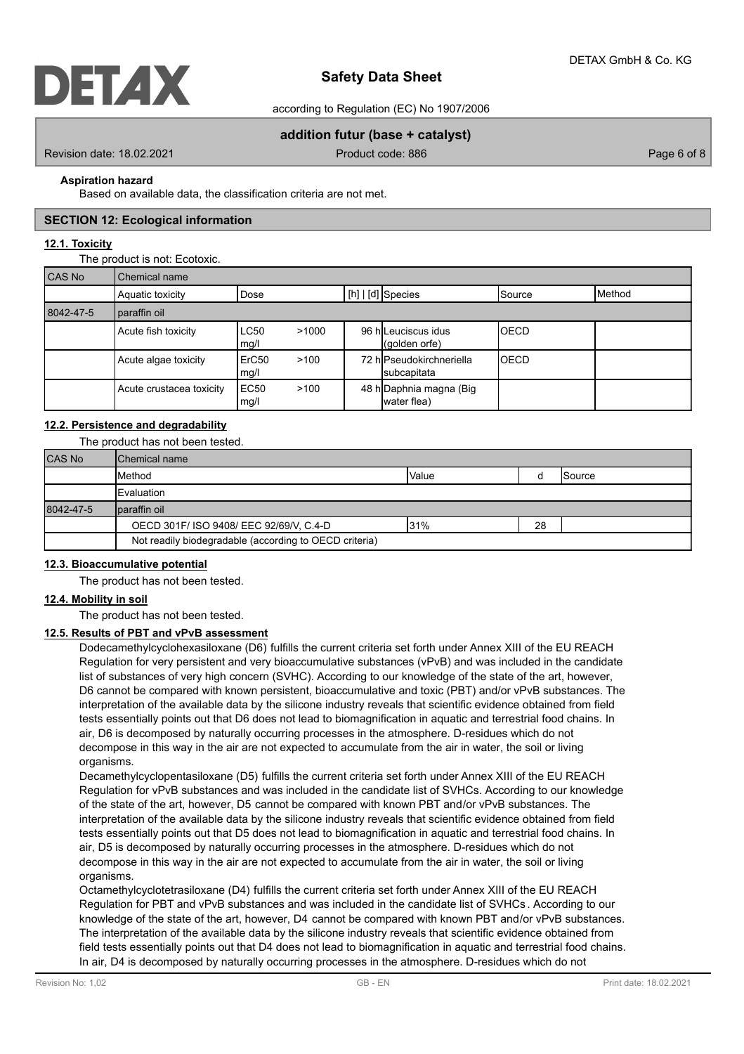**Aspiration hazard**

Based on available data, the classification criteria are not met.

## SECTION 12: Ecological information

### 12.1. Toxicity

The product is not: Ecotoxic.

| CAS No | Chemical name | | | | | | |
|---|---|---|---|---|---|---|---|
| | Aquatic toxicity | Dose | | [h] \| [d] | Species | Source | Method |
| 8042-47-5 | paraffin oil | | | | | | |
| | Acute fish toxicity | LC50 mg/l | >1000 | 96 h | Leuciscus idus (golden orfe) | OECD | |
| | Acute algae toxicity | ErC50 mg/l | >100 | 72 h | Pseudokirchneriella subcapitata | OECD | |
| | Acute crustacea toxicity | EC50 mg/l | >100 | 48 h | Daphnia magna (Big water flea) | | |

### 12.2. Persistence and degradability

The product has not been tested.

| CAS No | Chemical name | | | |
|---|---|---|---|---|
| | Method | Value | d | Source |
| | Evaluation | | | |
| 8042-47-5 | paraffin oil | | | |
| | OECD 301F/ ISO 9408/ EEC 92/69/V, C.4-D | 31% | 28 | |
| | Not readily biodegradable (according to OECD criteria) | | | |

### 12.3. Bioaccumulative potential

The product has not been tested.

### 12.4. Mobility in soil

The product has not been tested.

### 12.5. Results of PBT and vPvB assessment

Dodecamethylcyclohexasiloxane (D6) fulfills the current criteria set forth under Annex XIII of the EU REACH Regulation for very persistent and very bioaccumulative substances (vPvB) and was included in the candidate list of substances of very high concern (SVHC). According to our knowledge of the state of the art, however, D6 cannot be compared with known persistent, bioaccumulative and toxic (PBT) and/or vPvB substances. The interpretation of the available data by the silicone industry reveals that scientific evidence obtained from field tests essentially points out that D6 does not lead to biomagnification in aquatic and terrestrial food chains. In air, D6 is decomposed by naturally occurring processes in the atmosphere. D-residues which do not decompose in this way in the air are not expected to accumulate from the air in water, the soil or living organisms.

Decamethylcyclopentasiloxane (D5) fulfills the current criteria set forth under Annex XIII of the EU REACH Regulation for vPvB substances and was included in the candidate list of SVHCs. According to our knowledge of the state of the art, however, D5 cannot be compared with known PBT and/or vPvB substances. The interpretation of the available data by the silicone industry reveals that scientific evidence obtained from field tests essentially points out that D5 does not lead to biomagnification in aquatic and terrestrial food chains. In air, D5 is decomposed by naturally occurring processes in the atmosphere. D-residues which do not decompose in this way in the air are not expected to accumulate from the air in water, the soil or living organisms.

Octamethylcyclotetrasiloxane (D4) fulfills the current criteria set forth under Annex XIII of the EU REACH Regulation for PBT and vPvB substances and was included in the candidate list of SVHCs . According to our knowledge of the state of the art, however, D4 cannot be compared with known PBT and/or vPvB substances. The interpretation of the available data by the silicone industry reveals that scientific evidence obtained from field tests essentially points out that D4 does not lead to biomagnification in aquatic and terrestrial food chains. In air, D4 is decomposed by naturally occurring processes in the atmosphere. D-residues which do not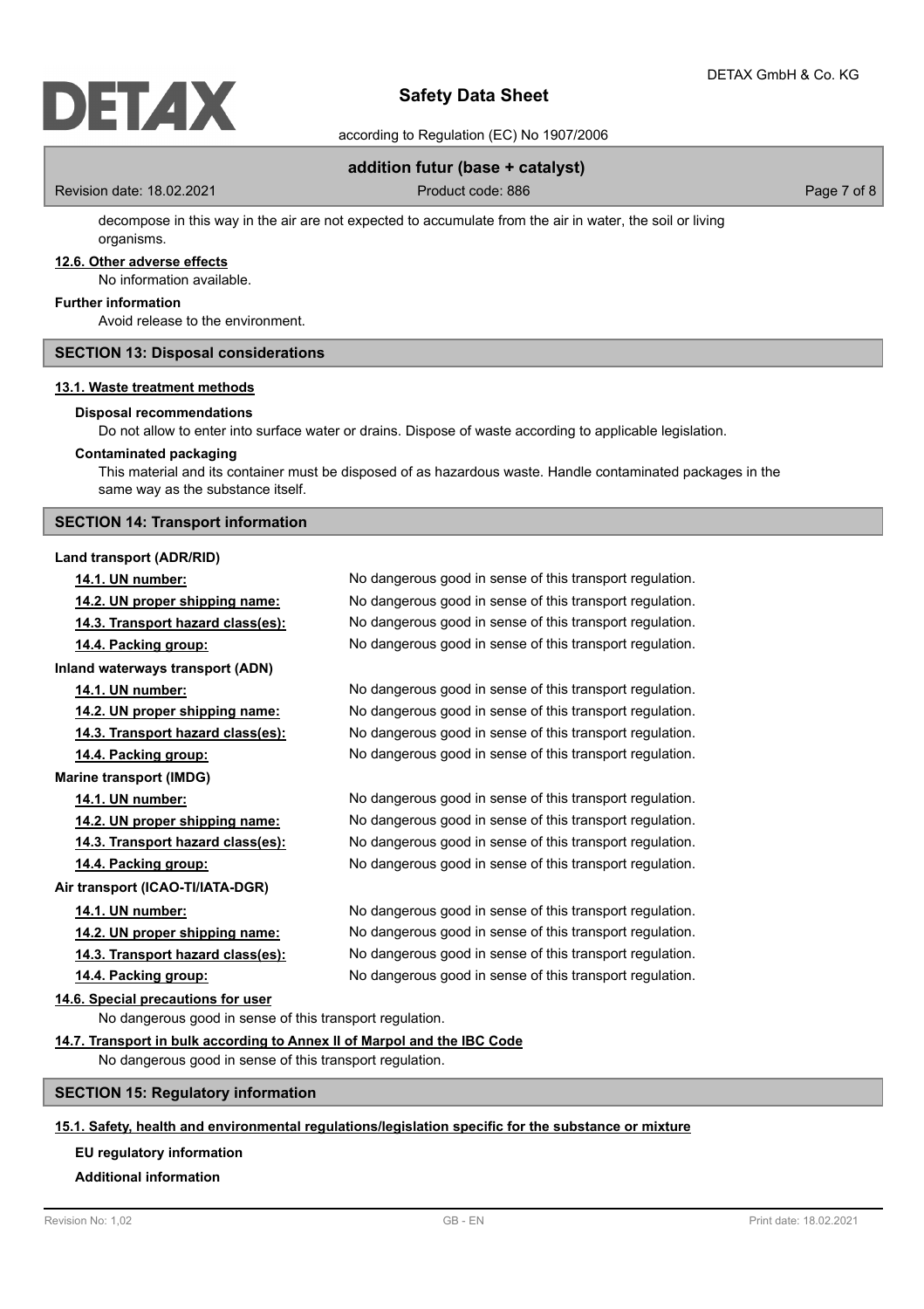decompose in this way in the air are not expected to accumulate from the air in water, the soil or living organisms.

**12.6. Other adverse effects**

No information available.

**Further information**

Avoid release to the environment.

## SECTION 13: Disposal considerations

**13.1. Waste treatment methods**

**Disposal recommendations**

Do not allow to enter into surface water or drains. Dispose of waste according to applicable legislation.

**Contaminated packaging**

This material and its container must be disposed of as hazardous waste. Handle contaminated packages in the same way as the substance itself.

## SECTION 14: Transport information

**Land transport (ADR/RID)**

| | |
|---|---|
| **14.1. UN number:** | No dangerous good in sense of this transport regulation. |
| **14.2. UN proper shipping name:** | No dangerous good in sense of this transport regulation. |
| **14.3. Transport hazard class(es):** | No dangerous good in sense of this transport regulation. |
| **14.4. Packing group:** | No dangerous good in sense of this transport regulation. |

**Inland waterways transport (ADN)**

| | |
|---|---|
| **14.1. UN number:** | No dangerous good in sense of this transport regulation. |
| **14.2. UN proper shipping name:** | No dangerous good in sense of this transport regulation. |
| **14.3. Transport hazard class(es):** | No dangerous good in sense of this transport regulation. |
| **14.4. Packing group:** | No dangerous good in sense of this transport regulation. |

**Marine transport (IMDG)**

| | |
|---|---|
| **14.1. UN number:** | No dangerous good in sense of this transport regulation. |
| **14.2. UN proper shipping name:** | No dangerous good in sense of this transport regulation. |
| **14.3. Transport hazard class(es):** | No dangerous good in sense of this transport regulation. |
| **14.4. Packing group:** | No dangerous good in sense of this transport regulation. |

**Air transport (ICAO-TI/IATA-DGR)**

| | |
|---|---|
| **14.1. UN number:** | No dangerous good in sense of this transport regulation. |
| **14.2. UN proper shipping name:** | No dangerous good in sense of this transport regulation. |
| **14.3. Transport hazard class(es):** | No dangerous good in sense of this transport regulation. |
| **14.4. Packing group:** | No dangerous good in sense of this transport regulation. |

**14.6. Special precautions for user**

No dangerous good in sense of this transport regulation.

**14.7. Transport in bulk according to Annex II of Marpol and the IBC Code**

No dangerous good in sense of this transport regulation.

## SECTION 15: Regulatory information

**15.1. Safety, health and environmental regulations/legislation specific for the substance or mixture**

**EU regulatory information**

**Additional information**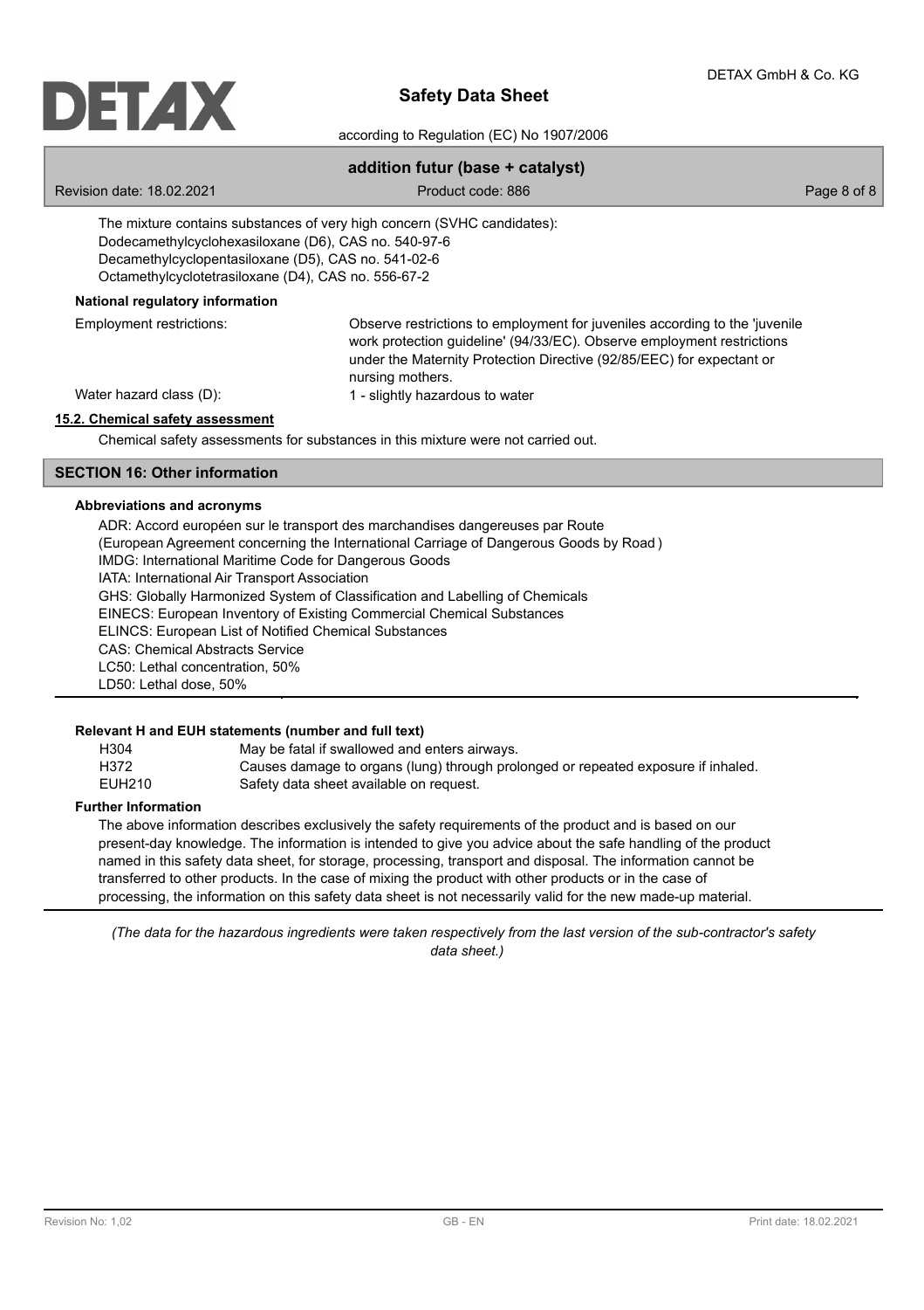The mixture contains substances of very high concern (SVHC candidates):
Dodecamethylcyclohexasiloxane (D6), CAS no. 540-97-6
Decamethylcyclopentasiloxane (D5), CAS no. 541-02-6
Octamethylcyclotetrasiloxane (D4), CAS no. 556-67-2

**National regulatory information**

| | |
|---|---|
| Employment restrictions: | Observe restrictions to employment for juveniles according to the 'juvenile work protection guideline' (94/33/EC). Observe employment restrictions under the Maternity Protection Directive (92/85/EEC) for expectant or nursing mothers. |
| Water hazard class (D): | 1 - slightly hazardous to water |

**15.2. Chemical safety assessment**

Chemical safety assessments for substances in this mixture were not carried out.

## SECTION 16: Other information

**Abbreviations and acronyms**

ADR: Accord européen sur le transport des marchandises dangereuses par Route
(European Agreement concerning the International Carriage of Dangerous Goods by Road )
IMDG: International Maritime Code for Dangerous Goods
IATA: International Air Transport Association
GHS: Globally Harmonized System of Classification and Labelling of Chemicals
EINECS: European Inventory of Existing Commercial Chemical Substances
ELINCS: European List of Notified Chemical Substances
CAS: Chemical Abstracts Service
LC50: Lethal concentration, 50%
LD50: Lethal dose, 50%

**Relevant H and EUH statements (number and full text)**

| | |
|---|---|
| H304 | May be fatal if swallowed and enters airways. |
| H372 | Causes damage to organs (lung) through prolonged or repeated exposure if inhaled. |
| EUH210 | Safety data sheet available on request. |

**Further Information**

The above information describes exclusively the safety requirements of the product and is based on our present-day knowledge. The information is intended to give you advice about the safe handling of the product named in this safety data sheet, for storage, processing, transport and disposal. The information cannot be transferred to other products. In the case of mixing the product with other products or in the case of processing, the information on this safety data sheet is not necessarily valid for the new made-up material.

*(The data for the hazardous ingredients were taken respectively from the last version of the sub-contractor's safety data sheet.)*